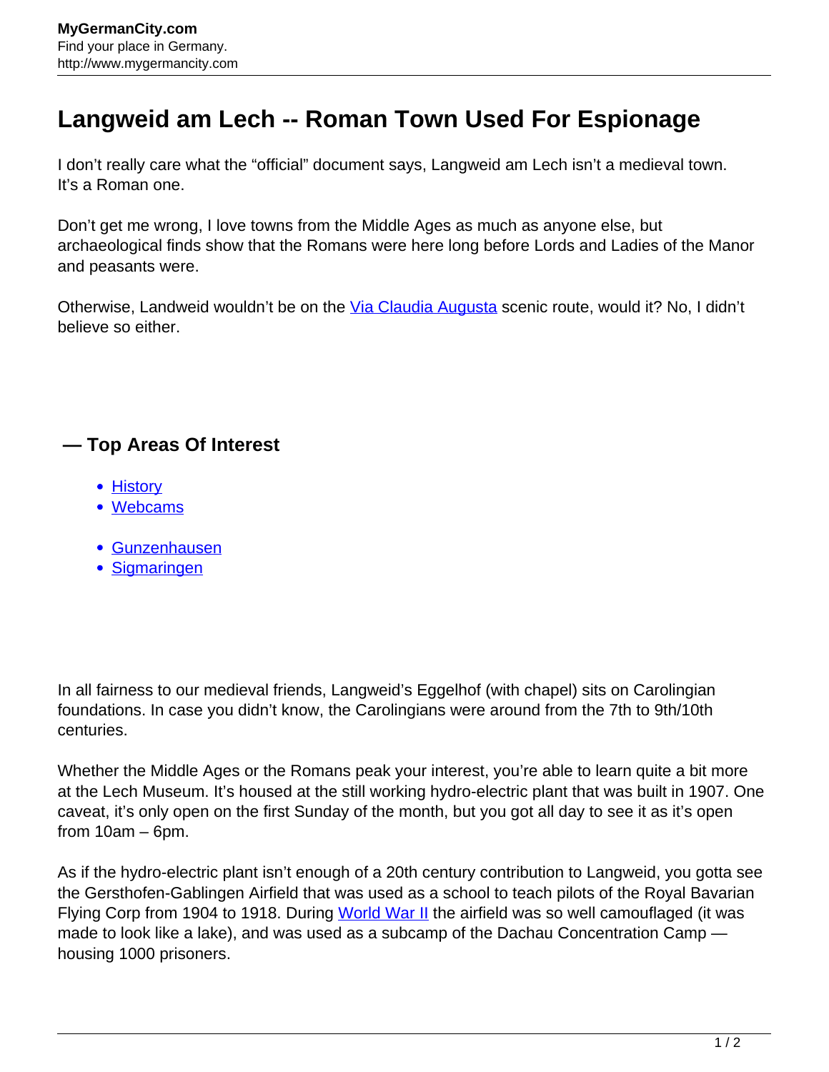# Langweid am Lech -- Roman Town Used For Espionage

I don't really care what the "official" document says, Langweid am Lech isn't a medieval town. It's a Roman one.

Don't get me wrong, I love towns from the Middle Ages as much as anyone else, but archaeological finds show that the Romans were here long before Lords and Ladies of the Manor and peasants were.

Otherwise, Landweid wouldn't be on the [Via Claudia Augusta]() scenic route, would it? No, I didn't believe so either.

## — Top Areas Of Interest

- [History]()
- [Webcams]()

- [Gunzenhausen]()
- [Sigmaringen]()

In all fairness to our medieval friends, Langweid's Eggelhof (with chapel) sits on Carolingian foundations. In case you didn't know, the Carolingians were around from the 7th to 9th/10th centuries.

Whether the Middle Ages or the Romans peak your interest, you're able to learn quite a bit more at the Lech Museum. It's housed at the still working hydro-electric plant that was built in 1907. One caveat, it's only open on the first Sunday of the month, but you got all day to see it as it's open from 10am – 6pm.

As if the hydro-electric plant isn't enough of a 20th century contribution to Langweid, you gotta see the Gersthofen-Gablingen Airfield that was used as a school to teach pilots of the Royal Bavarian Flying Corp from 1904 to 1918. During [World War II]() the airfield was so well camouflaged (it was made to look like a lake), and was used as a subcamp of the Dachau Concentration Camp — housing 1000 prisoners.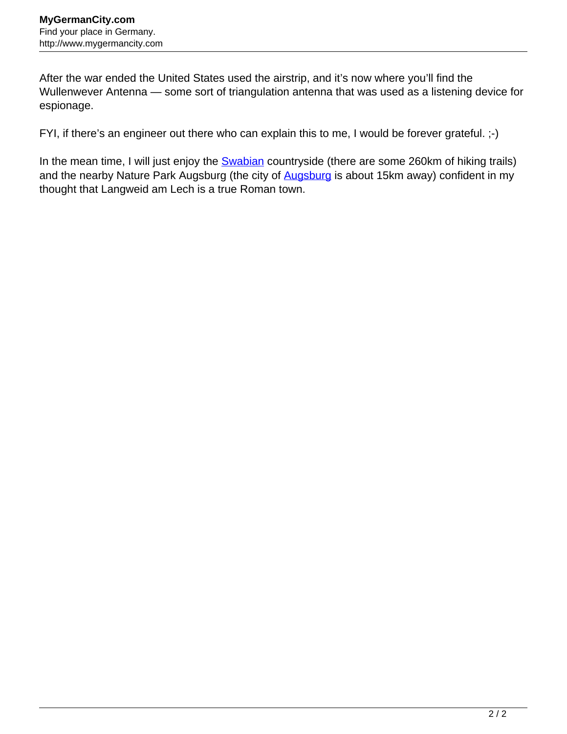After the war ended the United States used the airstrip, and it's now where you'll find the Wullenwever Antenna — some sort of triangulation antenna that was used as a listening device for espionage.

FYI, if there's an engineer out there who can explain this to me, I would be forever grateful. ;-)

In the mean time, I will just enjoy the Swabian countryside (there are some 260km of hiking trails) and the nearby Nature Park Augsburg (the city of Augsburg is about 15km away) confident in my thought that Langweid am Lech is a true Roman town.